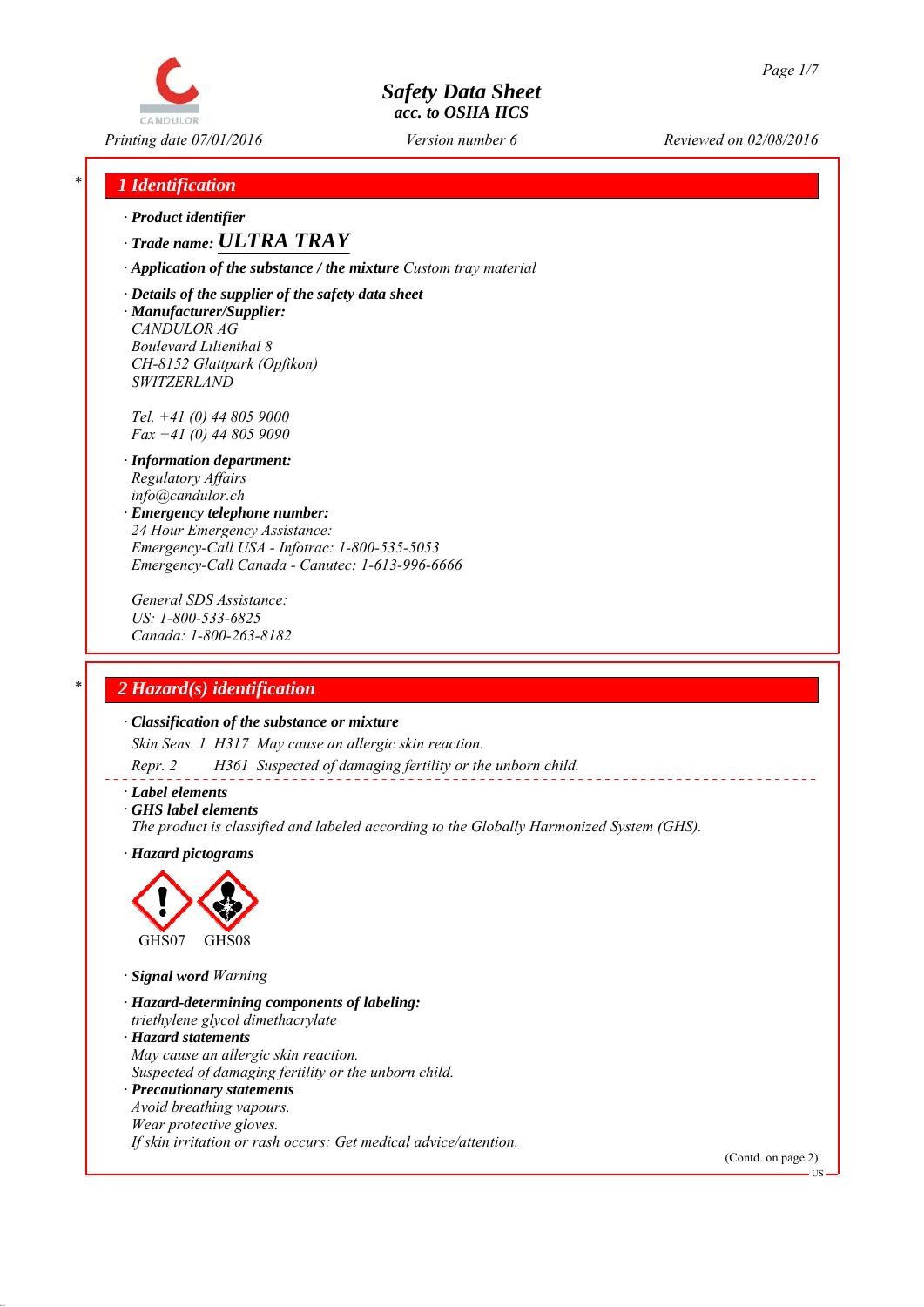# Safety Data Sheet
## acc. to OSHA HCS

Printing date 07/01/2016 — Version number 6 — Reviewed on 02/08/2016

## 1 Identification

· **Product identifier**

· **Trade name:** ***ULTRA TRAY***

· **Application of the substance / the mixture** *Custom tray material*

· **Details of the supplier of the safety data sheet**

· **Manufacturer/Supplier:**
CANDULOR AG
Boulevard Lilienthal 8
CH-8152 Glattpark (Opfikon)
SWITZERLAND

Tel. +41 (0) 44 805 9000
Fax +41 (0) 44 805 9090

· **Information department:**
Regulatory Affairs
info@candulor.ch

· **Emergency telephone number:**
24 Hour Emergency Assistance:
Emergency-Call USA - Infotrac: 1-800-535-5053
Emergency-Call Canada - Canutec: 1-613-996-6666

General SDS Assistance:
US: 1-800-533-6825
Canada: 1-800-263-8182

## 2 Hazard(s) identification

· **Classification of the substance or mixture**

Skin Sens. 1 H317 May cause an allergic skin reaction.

Repr. 2 H361 Suspected of damaging fertility or the unborn child.

· **Label elements**

· **GHS label elements**

The product is classified and labeled according to the Globally Harmonized System (GHS).

· **Hazard pictograms**

GHS07 GHS08

· **Signal word** *Warning*

· **Hazard-determining components of labeling:**
triethylene glycol dimethacrylate

· **Hazard statements**
May cause an allergic skin reaction.
Suspected of damaging fertility or the unborn child.

· **Precautionary statements**
Avoid breathing vapours.
Wear protective gloves.
If skin irritation or rash occurs: Get medical advice/attention.

(Contd. on page 2)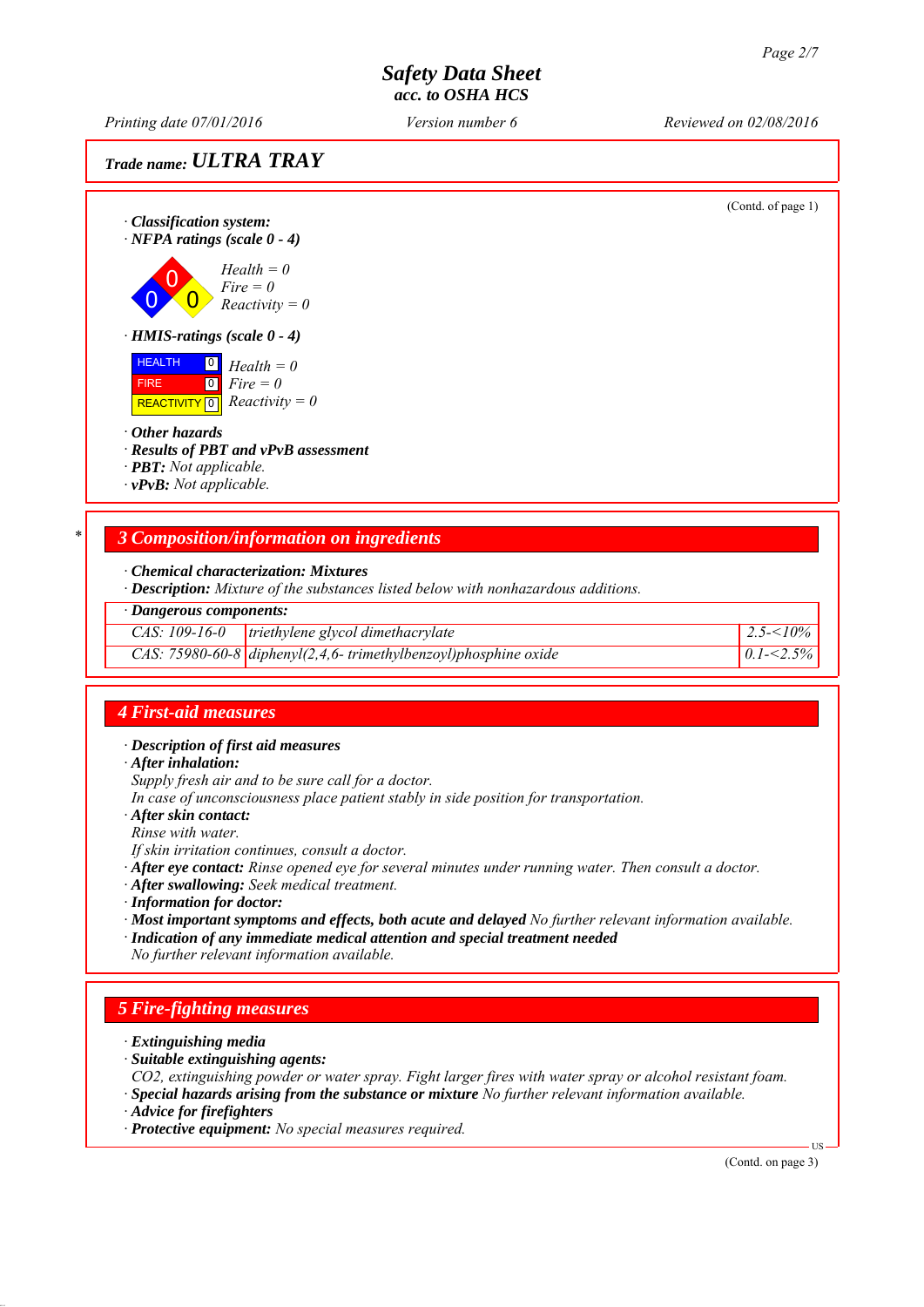**Trade name: ULTRA TRAY**

(Contd. of page 1)

· **Classification system:**
· **NFPA ratings (scale 0 - 4)**

*Health = 0*
*Fire = 0*
*Reactivity = 0*

· **HMIS-ratings (scale 0 - 4)**

| | | |
|---|---|---|
| HEALTH | 0 | *Health = 0* |
| FIRE | 0 | *Fire = 0* |
| REACTIVITY | 0 | *Reactivity = 0* |

· **Other hazards**
· **Results of PBT and vPvB assessment**
· **PBT:** *Not applicable.*
· **vPvB:** *Not applicable.*

\*

## 3 Composition/information on ingredients

· **Chemical characterization: Mixtures**
· **Description:** *Mixture of the substances listed below with nonhazardous additions.*

| · **Dangerous components:** | | |
|---|---|---|
| *CAS: 109-16-0* | *triethylene glycol dimethacrylate* | *2.5-<10%* |
| *CAS: 75980-60-8* | *diphenyl(2,4,6- trimethylbenzoyl)phosphine oxide* | *0.1-<2.5%* |

## 4 First-aid measures

· **Description of first aid measures**
· **After inhalation:**
*Supply fresh air and to be sure call for a doctor.*
*In case of unconsciousness place patient stably in side position for transportation.*
· **After skin contact:**
*Rinse with water.*
*If skin irritation continues, consult a doctor.*
· **After eye contact:** *Rinse opened eye for several minutes under running water. Then consult a doctor.*
· **After swallowing:** *Seek medical treatment.*
· **Information for doctor:**
· **Most important symptoms and effects, both acute and delayed** *No further relevant information available.*
· **Indication of any immediate medical attention and special treatment needed**
*No further relevant information available.*

## 5 Fire-fighting measures

· **Extinguishing media**
· **Suitable extinguishing agents:**
*$CO_2$, extinguishing powder or water spray. Fight larger fires with water spray or alcohol resistant foam.*
· **Special hazards arising from the substance or mixture** *No further relevant information available.*
· **Advice for firefighters**
· **Protective equipment:** *No special measures required.*

(Contd. on page 3)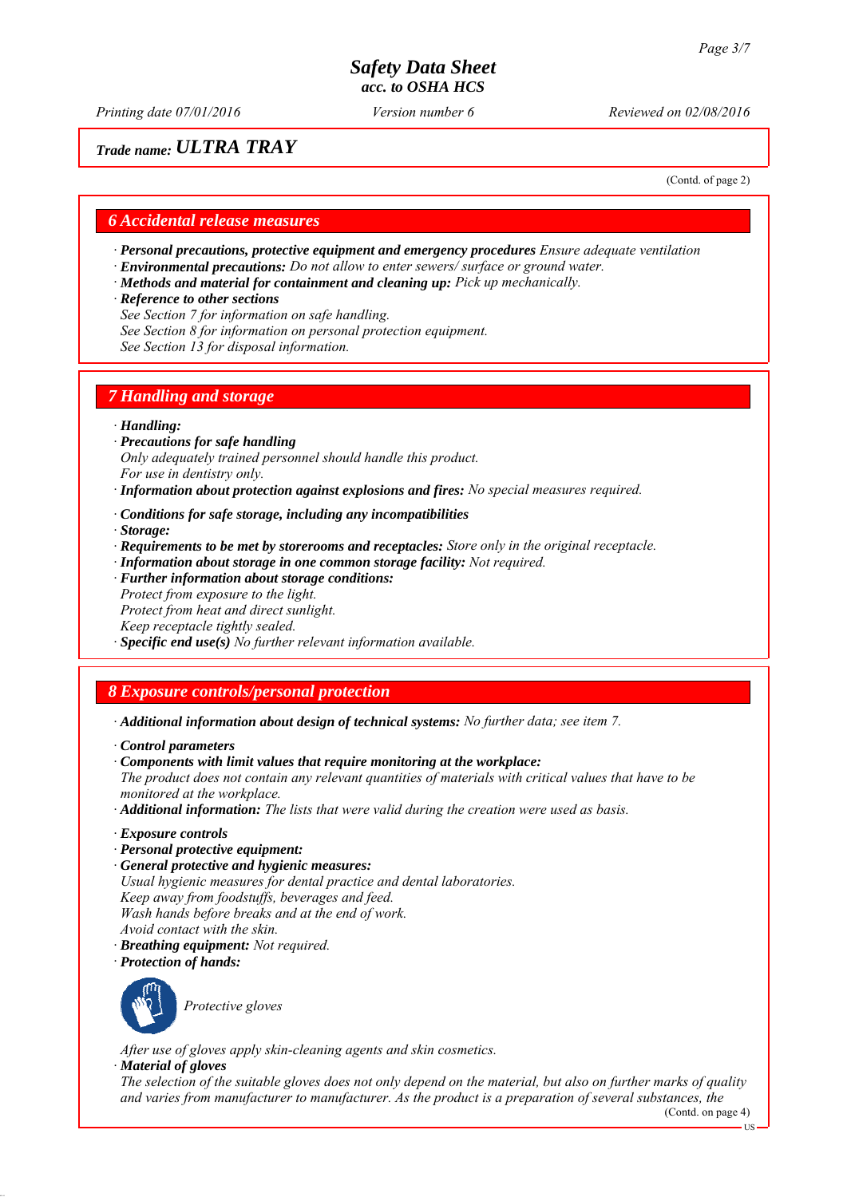# Safety Data Sheet
acc. to OSHA HCS

Printing date 07/01/2016 — Version number 6 — Reviewed on 02/08/2016

**Trade name: *ULTRA TRAY***

(Contd. of page 2)

## 6 Accidental release measures

· ***Personal precautions, protective equipment and emergency procedures*** *Ensure adequate ventilation*
· ***Environmental precautions:*** *Do not allow to enter sewers/ surface or ground water.*
· ***Methods and material for containment and cleaning up:*** *Pick up mechanically.*
· ***Reference to other sections***
*See Section 7 for information on safe handling.*
*See Section 8 for information on personal protection equipment.*
*See Section 13 for disposal information.*

## 7 Handling and storage

· ***Handling:***
· ***Precautions for safe handling***
*Only adequately trained personnel should handle this product.*
*For use in dentistry only.*
· ***Information about protection against explosions and fires:*** *No special measures required.*

· ***Conditions for safe storage, including any incompatibilities***
· ***Storage:***
· ***Requirements to be met by storerooms and receptacles:*** *Store only in the original receptacle.*
· ***Information about storage in one common storage facility:*** *Not required.*
· ***Further information about storage conditions:***
*Protect from exposure to the light.*
*Protect from heat and direct sunlight.*
*Keep receptacle tightly sealed.*
· ***Specific end use(s)*** *No further relevant information available.*

## 8 Exposure controls/personal protection

· ***Additional information about design of technical systems:*** *No further data; see item 7.*

· ***Control parameters***
· ***Components with limit values that require monitoring at the workplace:***
*The product does not contain any relevant quantities of materials with critical values that have to be monitored at the workplace.*
· ***Additional information:*** *The lists that were valid during the creation were used as basis.*

· ***Exposure controls***
· ***Personal protective equipment:***
· ***General protective and hygienic measures:***
*Usual hygienic measures for dental practice and dental laboratories.*
*Keep away from foodstuffs, beverages and feed.*
*Wash hands before breaks and at the end of work.*
*Avoid contact with the skin.*
· ***Breathing equipment:*** *Not required.*
· ***Protection of hands:***

*Protective gloves*

*After use of gloves apply skin-cleaning agents and skin cosmetics.*
· ***Material of gloves***
*The selection of the suitable gloves does not only depend on the material, but also on further marks of quality and varies from manufacturer to manufacturer. As the product is a preparation of several substances, the*

(Contd. on page 4)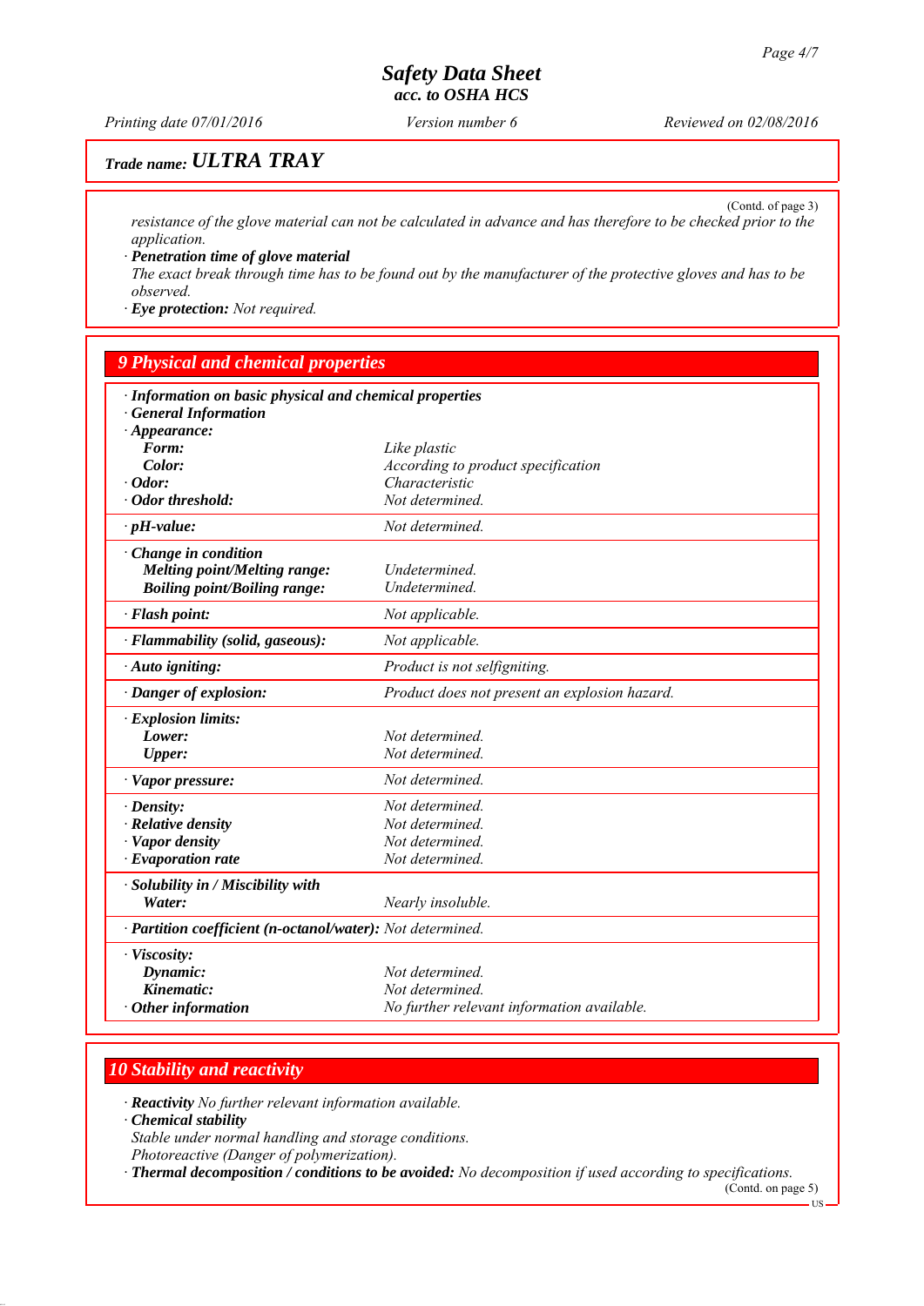Trade name: **ULTRA TRAY**

(Contd. of page 3)

*resistance of the glove material can not be calculated in advance and has therefore to be checked prior to the application.*

· **Penetration time of glove material**
*The exact break through time has to be found out by the manufacturer of the protective gloves and has to be observed.*

· **Eye protection:** *Not required.*

## 9 Physical and chemical properties

· **Information on basic physical and chemical properties**
· **General Information**

| | |
|---|---|
| · **Appearance:** | |
| **Form:** | Like plastic |
| **Color:** | According to product specification |
| · **Odor:** | Characteristic |
| · **Odor threshold:** | Not determined. |
| · **pH-value:** | Not determined. |
| · **Change in condition** | |
| **Melting point/Melting range:** | Undetermined. |
| **Boiling point/Boiling range:** | Undetermined. |
| · **Flash point:** | Not applicable. |
| · **Flammability (solid, gaseous):** | Not applicable. |
| · **Auto igniting:** | Product is not selfigniting. |
| · **Danger of explosion:** | Product does not present an explosion hazard. |
| · **Explosion limits:** | |
| **Lower:** | Not determined. |
| **Upper:** | Not determined. |
| · **Vapor pressure:** | Not determined. |
| · **Density:** | Not determined. |
| · **Relative density** | Not determined. |
| · **Vapor density** | Not determined. |
| · **Evaporation rate** | Not determined. |
| · **Solubility in / Miscibility with** | |
| **Water:** | Nearly insoluble. |
| · **Partition coefficient (n-octanol/water):** | Not determined. |
| · **Viscosity:** | |
| **Dynamic:** | Not determined. |
| **Kinematic:** | Not determined. |
| · **Other information** | No further relevant information available. |

## 10 Stability and reactivity

· **Reactivity** *No further relevant information available.*

· **Chemical stability**
*Stable under normal handling and storage conditions.*
*Photoreactive (Danger of polymerization).*

· **Thermal decomposition / conditions to be avoided:** *No decomposition if used according to specifications.*

(Contd. on page 5)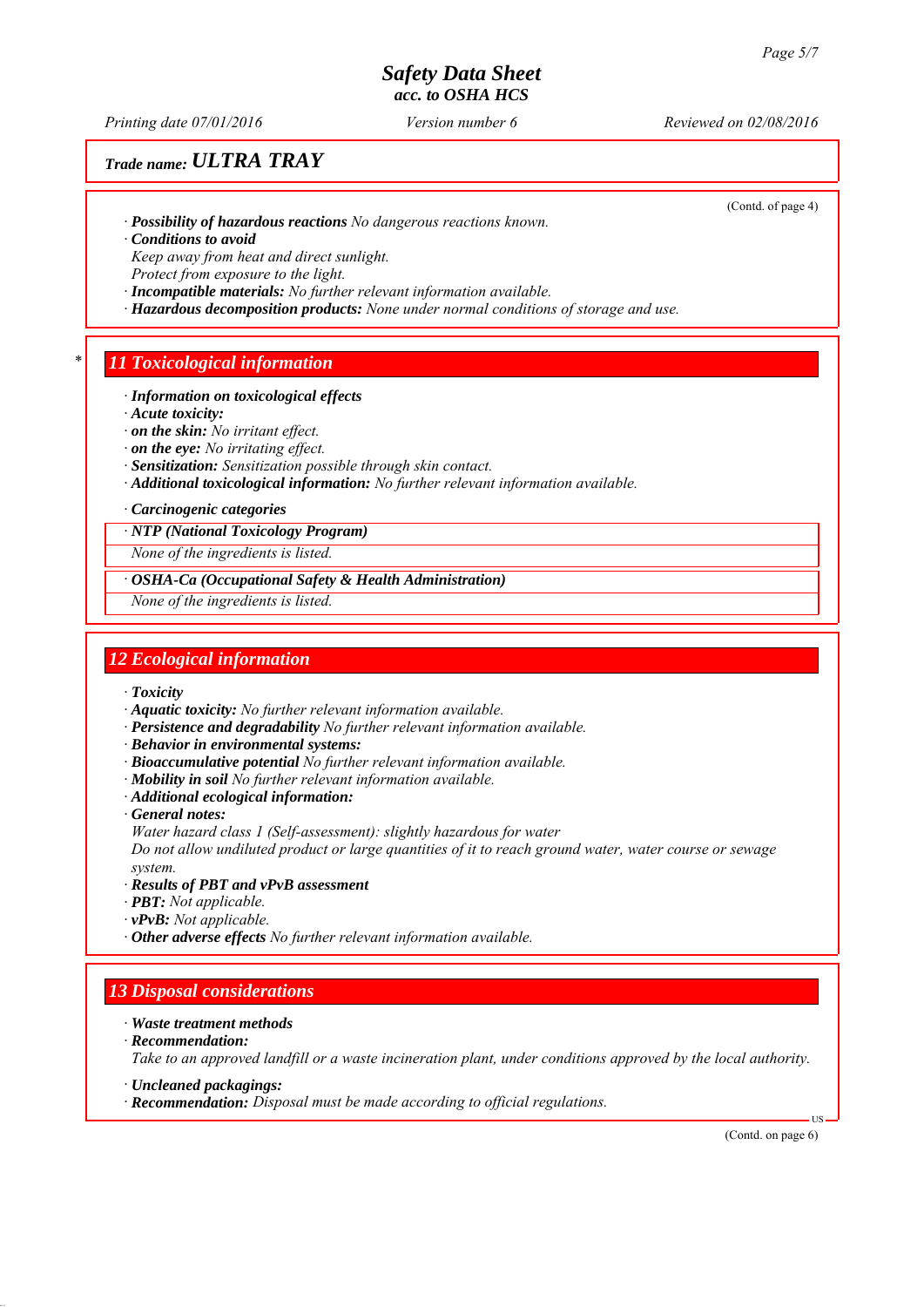**Trade name: ULTRA TRAY**

(Contd. of page 4)

· **Possibility of hazardous reactions** No dangerous reactions known.
· **Conditions to avoid**
Keep away from heat and direct sunlight.
Protect from exposure to the light.
· **Incompatible materials:** No further relevant information available.
· **Hazardous decomposition products:** None under normal conditions of storage and use.

## * 11 Toxicological information

· **Information on toxicological effects**
· **Acute toxicity:**
· **on the skin:** No irritant effect.
· **on the eye:** No irritating effect.
· **Sensitization:** Sensitization possible through skin contact.
· **Additional toxicological information:** No further relevant information available.

· **Carcinogenic categories**

· **NTP (National Toxicology Program)**

None of the ingredients is listed.

· **OSHA-Ca (Occupational Safety & Health Administration)**

None of the ingredients is listed.

## 12 Ecological information

· **Toxicity**
· **Aquatic toxicity:** No further relevant information available.
· **Persistence and degradability** No further relevant information available.
· **Behavior in environmental systems:**
· **Bioaccumulative potential** No further relevant information available.
· **Mobility in soil** No further relevant information available.
· **Additional ecological information:**
· **General notes:**
Water hazard class 1 (Self-assessment): slightly hazardous for water
Do not allow undiluted product or large quantities of it to reach ground water, water course or sewage system.
· **Results of PBT and vPvB assessment**
· **PBT:** Not applicable.
· **vPvB:** Not applicable.
· **Other adverse effects** No further relevant information available.

## 13 Disposal considerations

· **Waste treatment methods**
· **Recommendation:**
Take to an approved landfill or a waste incineration plant, under conditions approved by the local authority.

· **Uncleaned packagings:**
· **Recommendation:** Disposal must be made according to official regulations.

(Contd. on page 6)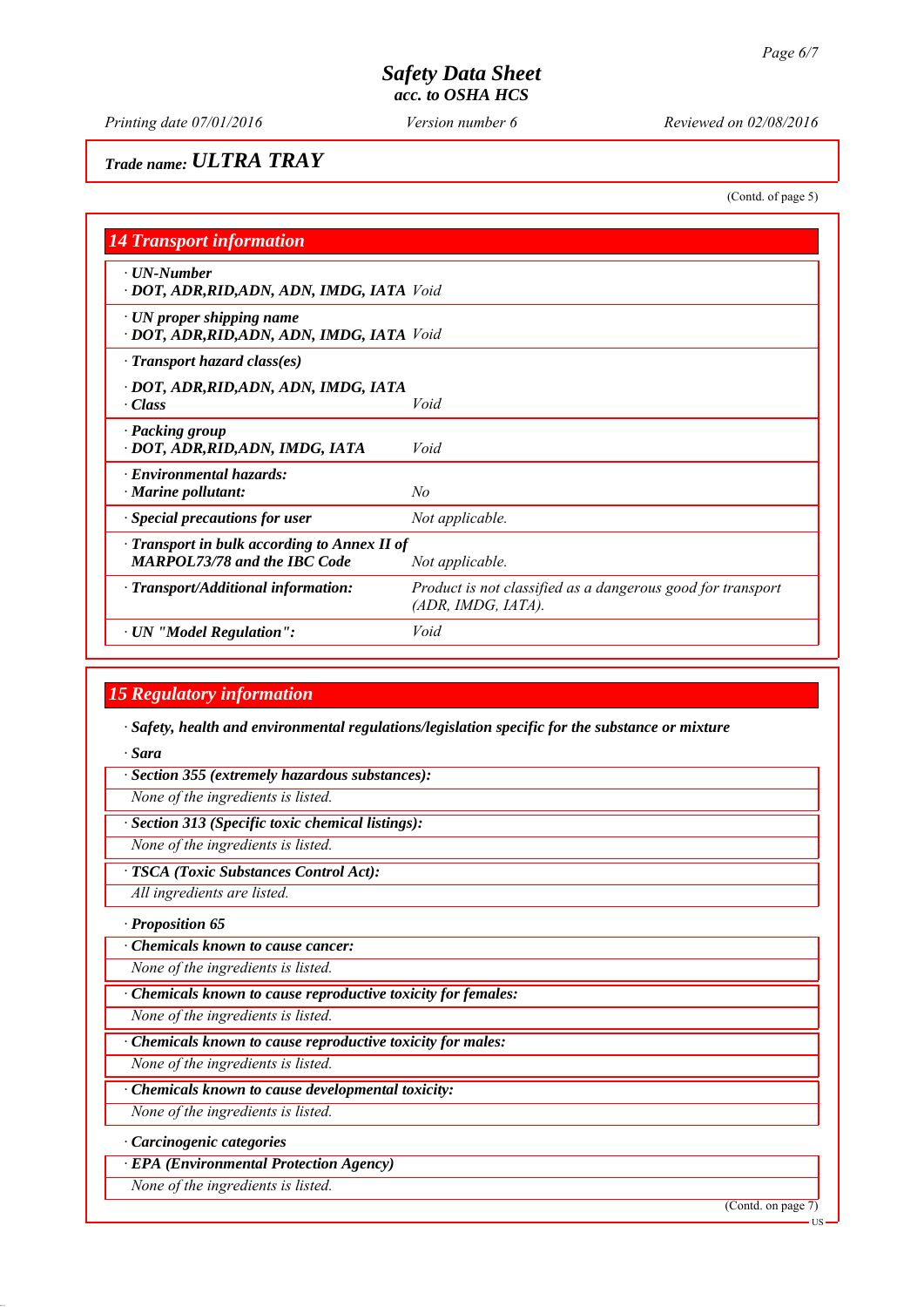## Safety Data Sheet
### acc. to OSHA HCS

Printing date 07/01/2016 | Version number 6 | Reviewed on 02/08/2016

**Trade name: ULTRA TRAY**

(Contd. of page 5)

## 14 Transport information

| | |
|---|---|
| **· UN-Number**<br>**· DOT, ADR,RID,ADN, ADN, IMDG, IATA** | *Void* |
| **· UN proper shipping name**<br>**· DOT, ADR,RID,ADN, ADN, IMDG, IATA** | *Void* |
| **· Transport hazard class(es)**<br>**· DOT, ADR,RID,ADN, ADN, IMDG, IATA**<br>**· Class** | *Void* |
| **· Packing group**<br>**· DOT, ADR,RID,ADN, IMDG, IATA** | *Void* |
| **· Environmental hazards:**<br>**· Marine pollutant:** | *No* |
| **· Special precautions for user** | *Not applicable.* |
| **· Transport in bulk according to Annex II of MARPOL73/78 and the IBC Code** | *Not applicable.* |
| **· Transport/Additional information:** | *Product is not classified as a dangerous good for transport (ADR, IMDG, IATA).* |
| **· UN "Model Regulation":** | *Void* |

## 15 Regulatory information

**· Safety, health and environmental regulations/legislation specific for the substance or mixture**

**· Sara**

**· Section 355 (extremely hazardous substances):**

*None of the ingredients is listed.*

**· Section 313 (Specific toxic chemical listings):**

*None of the ingredients is listed.*

**· TSCA (Toxic Substances Control Act):**

*All ingredients are listed.*

**· Proposition 65**

**· Chemicals known to cause cancer:**

*None of the ingredients is listed.*

**· Chemicals known to cause reproductive toxicity for females:**

*None of the ingredients is listed.*

**· Chemicals known to cause reproductive toxicity for males:**

*None of the ingredients is listed.*

**· Chemicals known to cause developmental toxicity:**

*None of the ingredients is listed.*

**· Carcinogenic categories**

**· EPA (Environmental Protection Agency)**

*None of the ingredients is listed.*

(Contd. on page 7)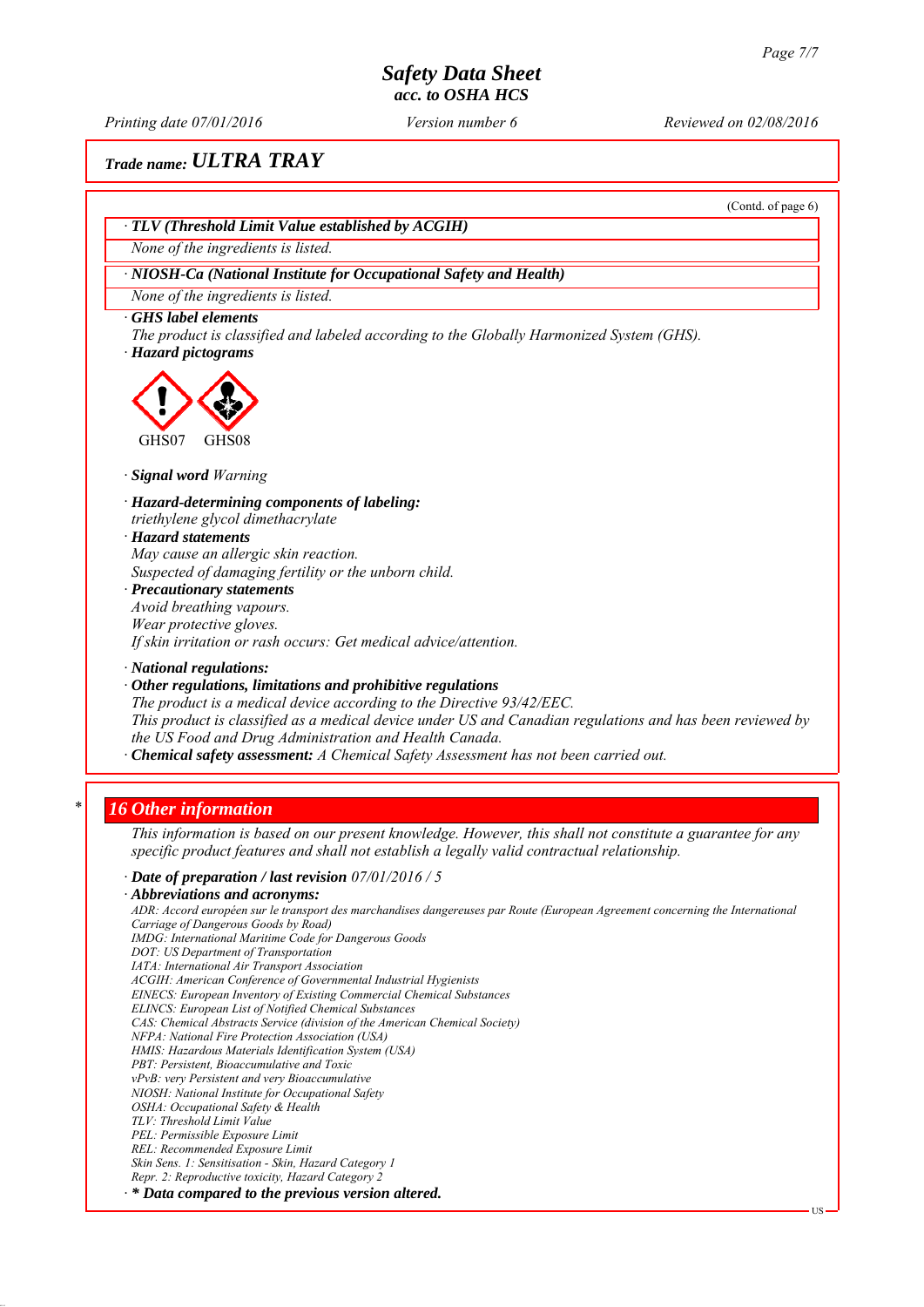# Safety Data Sheet
### acc. to OSHA HCS

*Printing date 07/01/2016* | *Version number 6* | *Reviewed on 02/08/2016*

## *Trade name:* ULTRA TRAY

(Contd. of page 6)

· **TLV (Threshold Limit Value established by ACGIH)**

None of the ingredients is listed.

· **NIOSH-Ca (National Institute for Occupational Safety and Health)**

None of the ingredients is listed.

· **GHS label elements**

The product is classified and labeled according to the Globally Harmonized System (GHS).

· **Hazard pictograms**

GHS07 GHS08

· **Signal word** Warning

· **Hazard-determining components of labeling:**

triethylene glycol dimethacrylate

· **Hazard statements**

May cause an allergic skin reaction.

Suspected of damaging fertility or the unborn child.

· **Precautionary statements**

Avoid breathing vapours.

Wear protective gloves.

If skin irritation or rash occurs: Get medical advice/attention.

· **National regulations:**

· **Other regulations, limitations and prohibitive regulations**

The product is a medical device according to the Directive 93/42/EEC.

This product is classified as a medical device under US and Canadian regulations and has been reviewed by the US Food and Drug Administration and Health Canada.

· **Chemical safety assessment:** A Chemical Safety Assessment has not been carried out.

## * 16 Other information

This information is based on our present knowledge. However, this shall not constitute a guarantee for any specific product features and shall not establish a legally valid contractual relationship.

· **Date of preparation / last revision** 07/01/2016 / 5

· **Abbreviations and acronyms:**

ADR: Accord européen sur le transport des marchandises dangereuses par Route (European Agreement concerning the International Carriage of Dangerous Goods by Road)
IMDG: International Maritime Code for Dangerous Goods
DOT: US Department of Transportation
IATA: International Air Transport Association
ACGIH: American Conference of Governmental Industrial Hygienists
EINECS: European Inventory of Existing Commercial Chemical Substances
ELINCS: European List of Notified Chemical Substances
CAS: Chemical Abstracts Service (division of the American Chemical Society)
NFPA: National Fire Protection Association (USA)
HMIS: Hazardous Materials Identification System (USA)
PBT: Persistent, Bioaccumulative and Toxic
vPvB: very Persistent and very Bioaccumulative
NIOSH: National Institute for Occupational Safety
OSHA: Occupational Safety & Health
TLV: Threshold Limit Value
PEL: Permissible Exposure Limit
REL: Recommended Exposure Limit
Skin Sens. 1: Sensitisation - Skin, Hazard Category 1
Repr. 2: Reproductive toxicity, Hazard Category 2

· **\* Data compared to the previous version altered.**

US